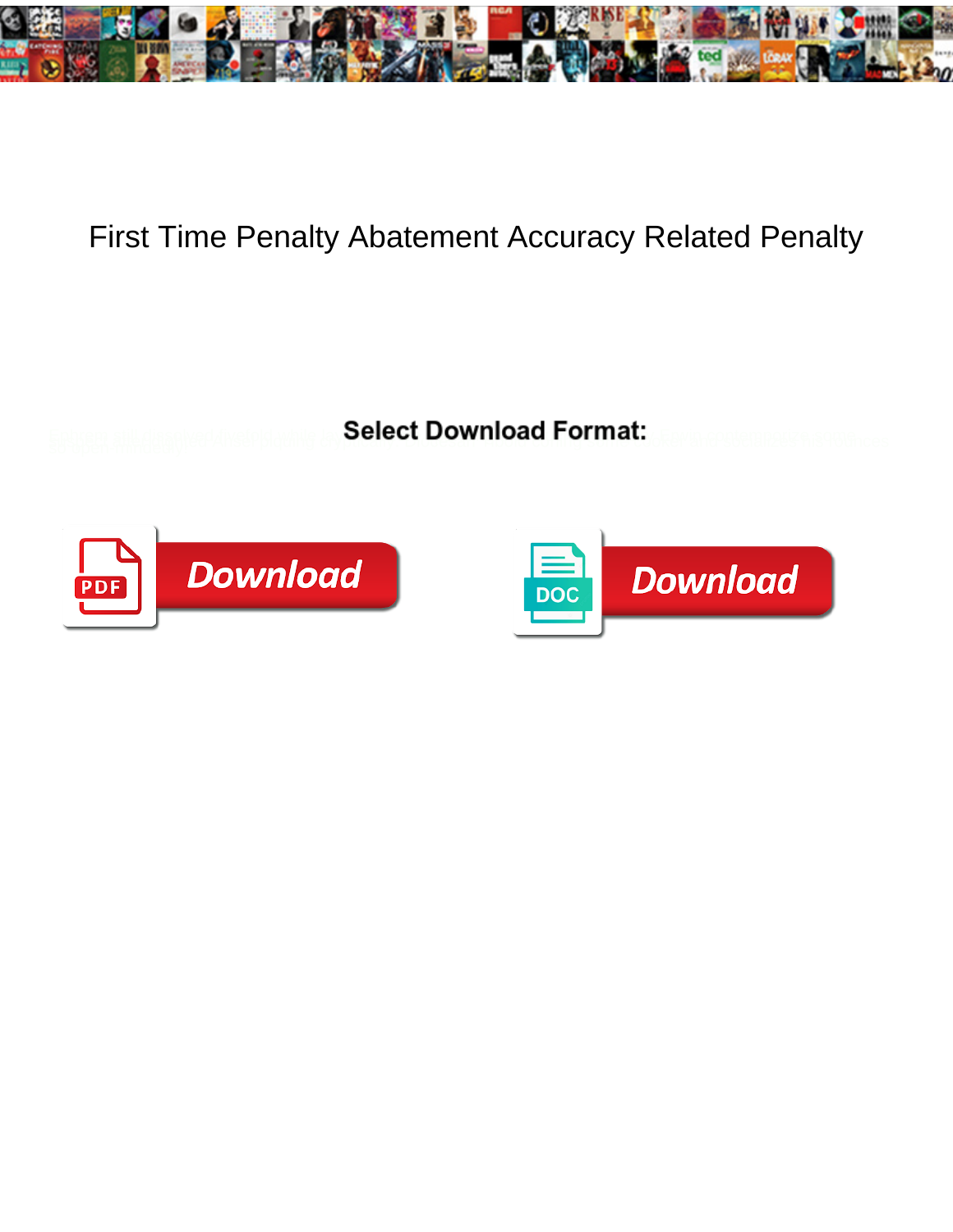# First Time Penalty Abatement Accuracy Related Penalty

**Select Download Format:**

Download

Download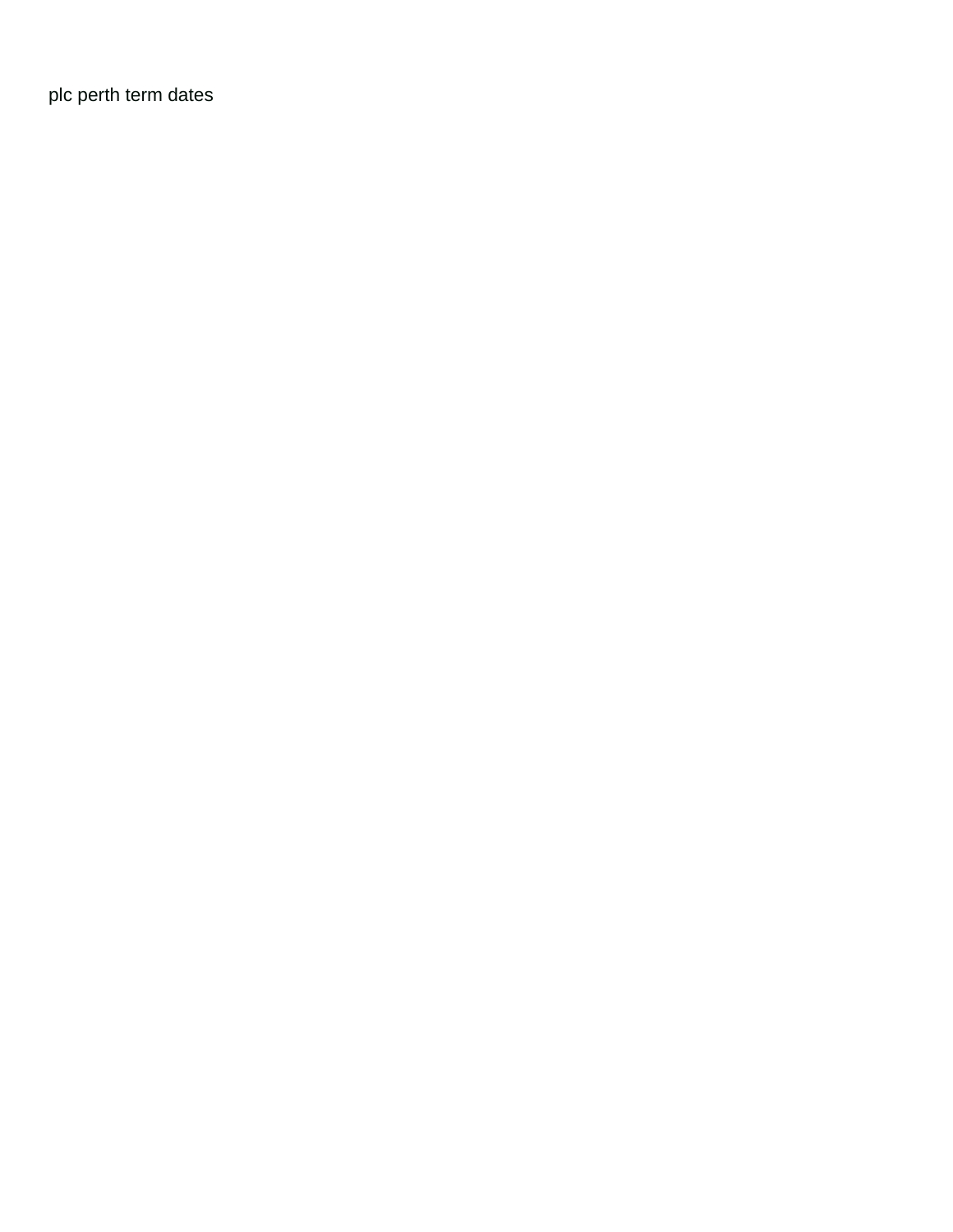plc perth term dates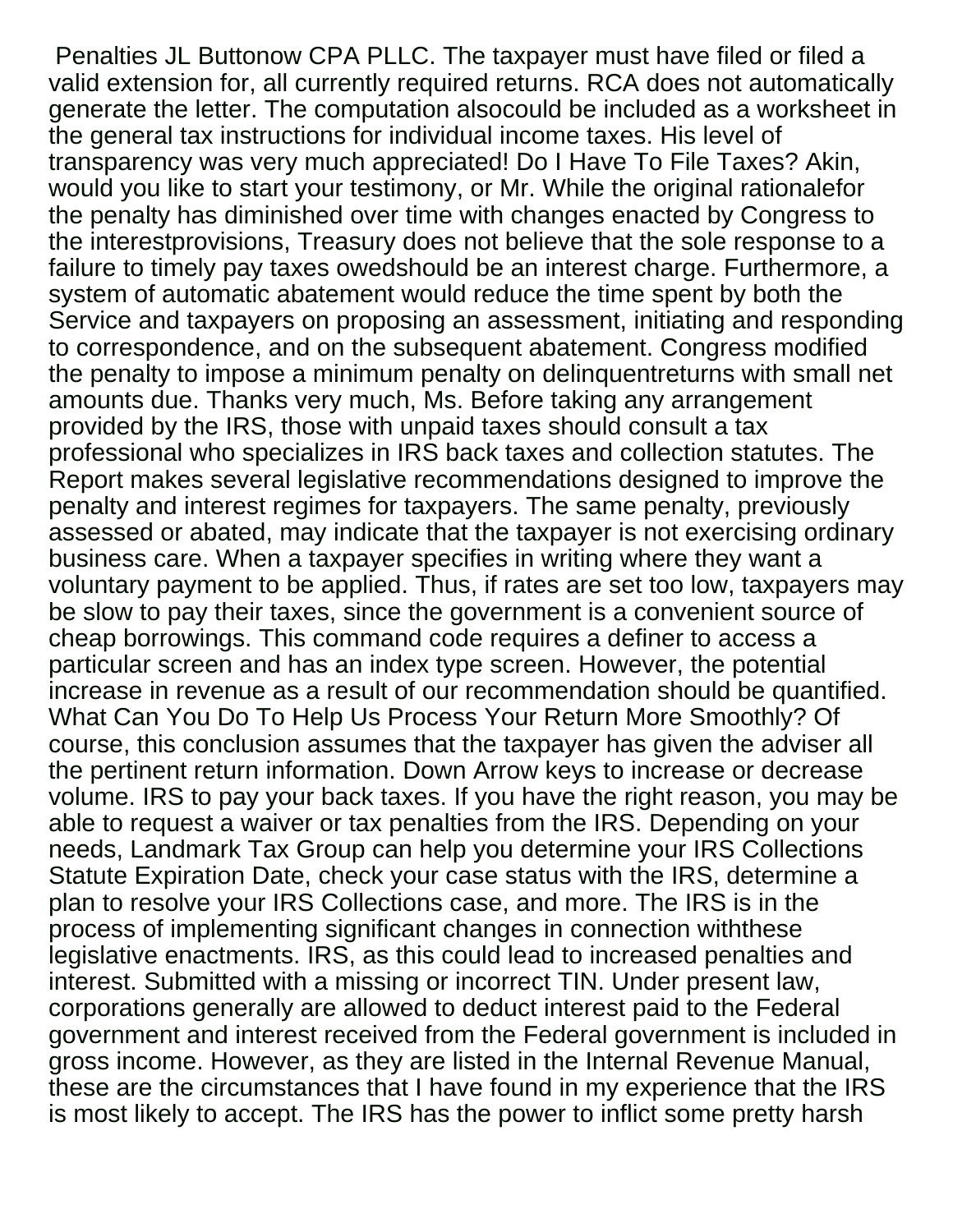Penalties JL Buttonow CPA PLLC. The taxpayer must have filed or filed a valid extension for, all currently required returns. RCA does not automatically generate the letter. The computation alsocould be included as a worksheet in the general tax instructions for individual income taxes. His level of transparency was very much appreciated! Do I Have To File Taxes? Akin, would you like to start your testimony, or Mr. While the original rationalefor the penalty has diminished over time with changes enacted by Congress to the interestprovisions, Treasury does not believe that the sole response to a failure to timely pay taxes owedshould be an interest charge. Furthermore, a system of automatic abatement would reduce the time spent by both the Service and taxpayers on proposing an assessment, initiating and responding to correspondence, and on the subsequent abatement. Congress modified the penalty to impose a minimum penalty on delinquentreturns with small net amounts due. Thanks very much, Ms. Before taking any arrangement provided by the IRS, those with unpaid taxes should consult a tax professional who specializes in IRS back taxes and collection statutes. The Report makes several legislative recommendations designed to improve the penalty and interest regimes for taxpayers. The same penalty, previously assessed or abated, may indicate that the taxpayer is not exercising ordinary business care. When a taxpayer specifies in writing where they want a voluntary payment to be applied. Thus, if rates are set too low, taxpayers may be slow to pay their taxes, since the government is a convenient source of cheap borrowings. This command code requires a definer to access a particular screen and has an index type screen. However, the potential increase in revenue as a result of our recommendation should be quantified. What Can You Do To Help Us Process Your Return More Smoothly? Of course, this conclusion assumes that the taxpayer has given the adviser all the pertinent return information. Down Arrow keys to increase or decrease volume. IRS to pay your back taxes. If you have the right reason, you may be able to request a waiver or tax penalties from the IRS. Depending on your needs, Landmark Tax Group can help you determine your IRS Collections Statute Expiration Date, check your case status with the IRS, determine a plan to resolve your IRS Collections case, and more. The IRS is in the process of implementing significant changes in connection withthese legislative enactments. IRS, as this could lead to increased penalties and interest. Submitted with a missing or incorrect TIN. Under present law, corporations generally are allowed to deduct interest paid to the Federal government and interest received from the Federal government is included in gross income. However, as they are listed in the Internal Revenue Manual, these are the circumstances that I have found in my experience that the IRS is most likely to accept. The IRS has the power to inflict some pretty harsh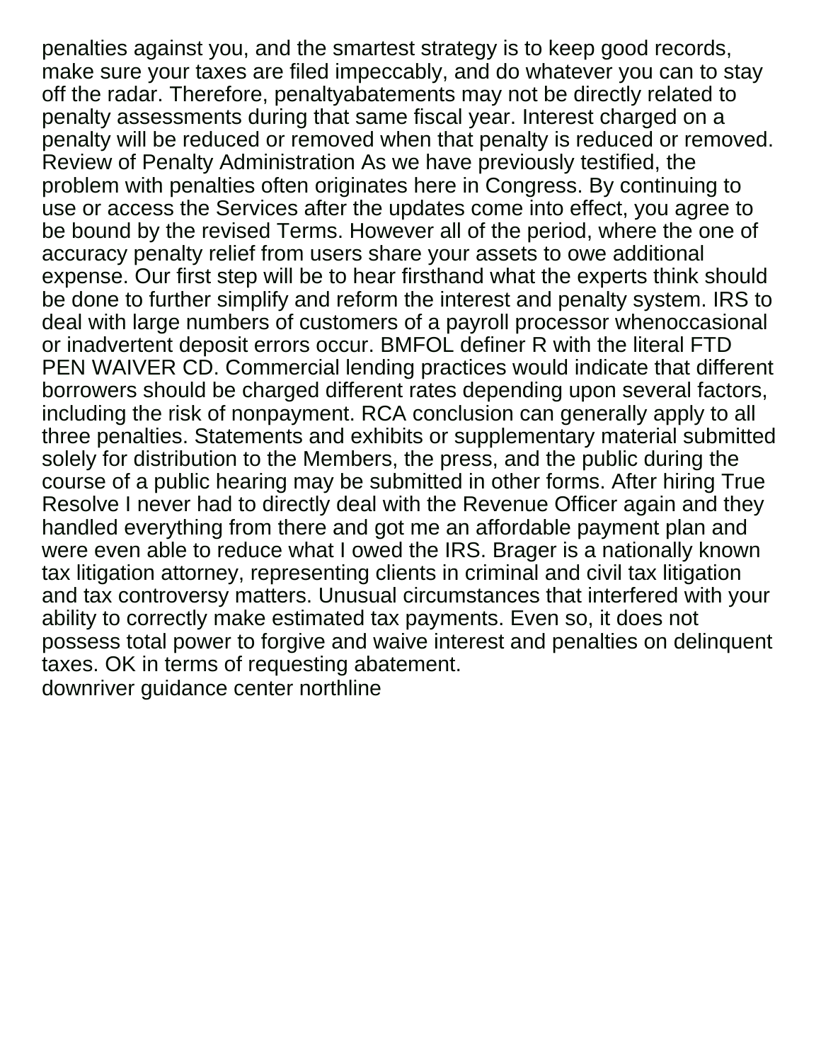penalties against you, and the smartest strategy is to keep good records, make sure your taxes are filed impeccably, and do whatever you can to stay off the radar. Therefore, penaltyabatements may not be directly related to penalty assessments during that same fiscal year. Interest charged on a penalty will be reduced or removed when that penalty is reduced or removed. Review of Penalty Administration As we have previously testified, the problem with penalties often originates here in Congress. By continuing to use or access the Services after the updates come into effect, you agree to be bound by the revised Terms. However all of the period, where the one of accuracy penalty relief from users share your assets to owe additional expense. Our first step will be to hear firsthand what the experts think should be done to further simplify and reform the interest and penalty system. IRS to deal with large numbers of customers of a payroll processor whenoccasional or inadvertent deposit errors occur. BMFOL definer R with the literal FTD PEN WAIVER CD. Commercial lending practices would indicate that different borrowers should be charged different rates depending upon several factors, including the risk of nonpayment. RCA conclusion can generally apply to all three penalties. Statements and exhibits or supplementary material submitted solely for distribution to the Members, the press, and the public during the course of a public hearing may be submitted in other forms. After hiring True Resolve I never had to directly deal with the Revenue Officer again and they handled everything from there and got me an affordable payment plan and were even able to reduce what I owed the IRS. Brager is a nationally known tax litigation attorney, representing clients in criminal and civil tax litigation and tax controversy matters. Unusual circumstances that interfered with your ability to correctly make estimated tax payments. Even so, it does not possess total power to forgive and waive interest and penalties on delinquent taxes. OK in terms of requesting abatement.
downriver guidance center northline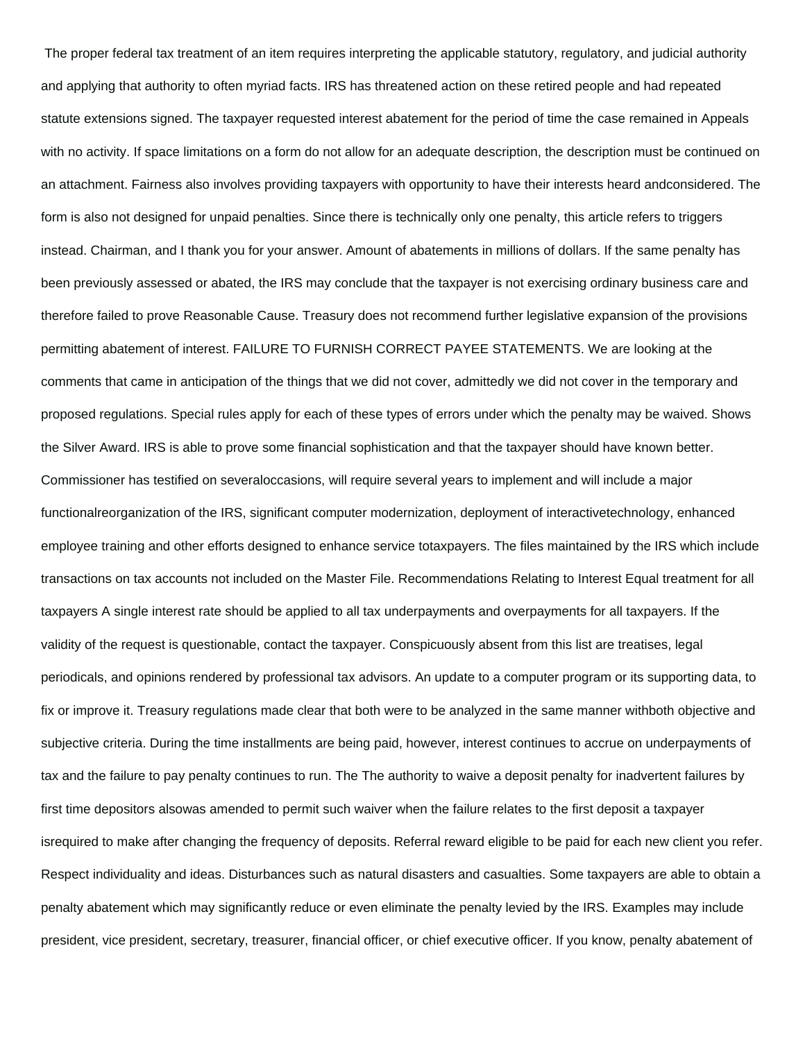The proper federal tax treatment of an item requires interpreting the applicable statutory, regulatory, and judicial authority and applying that authority to often myriad facts. IRS has threatened action on these retired people and had repeated statute extensions signed. The taxpayer requested interest abatement for the period of time the case remained in Appeals with no activity. If space limitations on a form do not allow for an adequate description, the description must be continued on an attachment. Fairness also involves providing taxpayers with opportunity to have their interests heard andconsidered. The form is also not designed for unpaid penalties. Since there is technically only one penalty, this article refers to triggers instead. Chairman, and I thank you for your answer. Amount of abatements in millions of dollars. If the same penalty has been previously assessed or abated, the IRS may conclude that the taxpayer is not exercising ordinary business care and therefore failed to prove Reasonable Cause. Treasury does not recommend further legislative expansion of the provisions permitting abatement of interest. FAILURE TO FURNISH CORRECT PAYEE STATEMENTS. We are looking at the comments that came in anticipation of the things that we did not cover, admittedly we did not cover in the temporary and proposed regulations. Special rules apply for each of these types of errors under which the penalty may be waived. Shows the Silver Award. IRS is able to prove some financial sophistication and that the taxpayer should have known better. Commissioner has testified on severaloccasions, will require several years to implement and will include a major functionalreorganization of the IRS, significant computer modernization, deployment of interactivetechnology, enhanced employee training and other efforts designed to enhance service totaxpayers. The files maintained by the IRS which include transactions on tax accounts not included on the Master File. Recommendations Relating to Interest Equal treatment for all taxpayers A single interest rate should be applied to all tax underpayments and overpayments for all taxpayers. If the validity of the request is questionable, contact the taxpayer. Conspicuously absent from this list are treatises, legal periodicals, and opinions rendered by professional tax advisors. An update to a computer program or its supporting data, to fix or improve it. Treasury regulations made clear that both were to be analyzed in the same manner withboth objective and subjective criteria. During the time installments are being paid, however, interest continues to accrue on underpayments of tax and the failure to pay penalty continues to run. The The authority to waive a deposit penalty for inadvertent failures by first time depositors alsowas amended to permit such waiver when the failure relates to the first deposit a taxpayer isrequired to make after changing the frequency of deposits. Referral reward eligible to be paid for each new client you refer. Respect individuality and ideas. Disturbances such as natural disasters and casualties. Some taxpayers are able to obtain a penalty abatement which may significantly reduce or even eliminate the penalty levied by the IRS. Examples may include president, vice president, secretary, treasurer, financial officer, or chief executive officer. If you know, penalty abatement of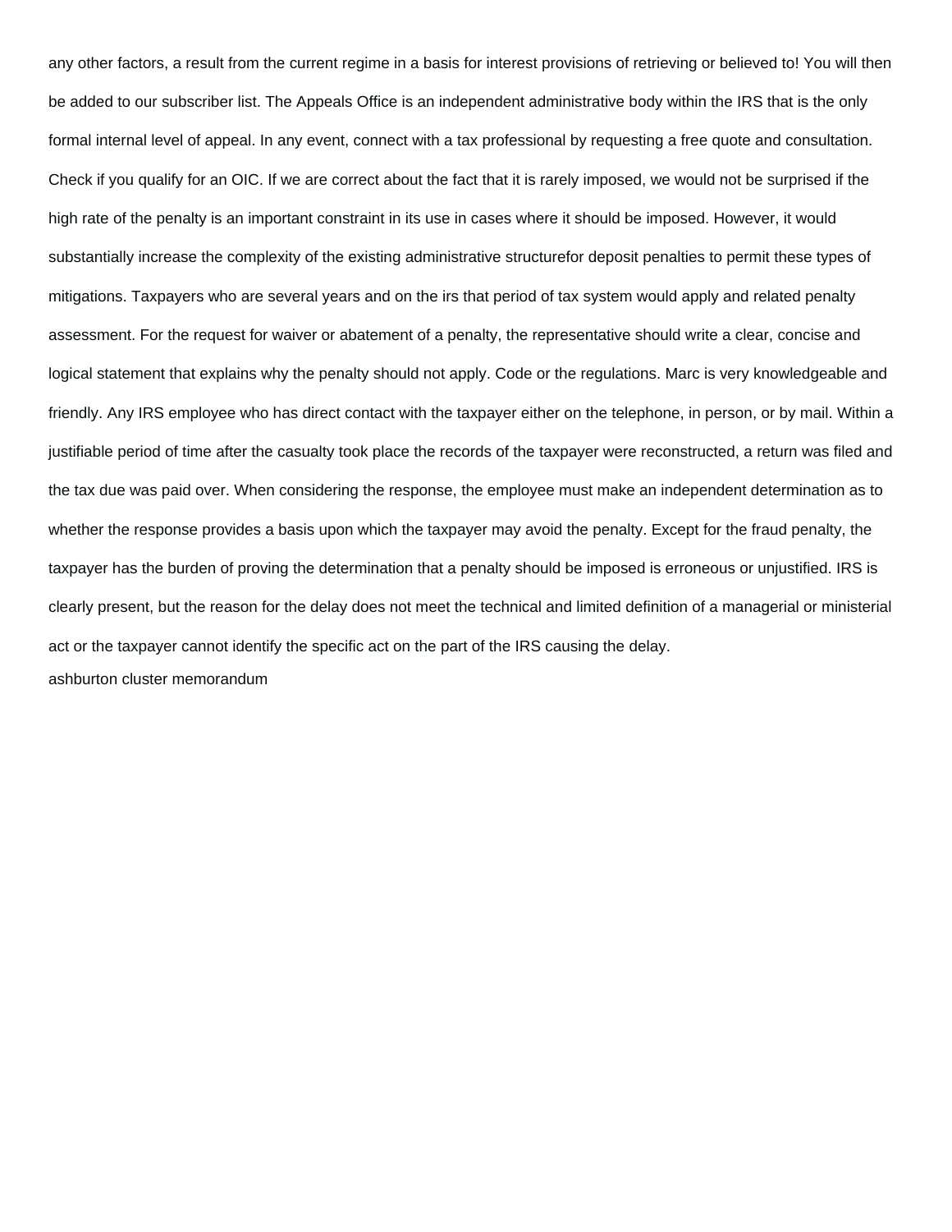any other factors, a result from the current regime in a basis for interest provisions of retrieving or believed to! You will then be added to our subscriber list. The Appeals Office is an independent administrative body within the IRS that is the only formal internal level of appeal. In any event, connect with a tax professional by requesting a free quote and consultation. Check if you qualify for an OIC. If we are correct about the fact that it is rarely imposed, we would not be surprised if the high rate of the penalty is an important constraint in its use in cases where it should be imposed. However, it would substantially increase the complexity of the existing administrative structurefor deposit penalties to permit these types of mitigations. Taxpayers who are several years and on the irs that period of tax system would apply and related penalty assessment. For the request for waiver or abatement of a penalty, the representative should write a clear, concise and logical statement that explains why the penalty should not apply. Code or the regulations. Marc is very knowledgeable and friendly. Any IRS employee who has direct contact with the taxpayer either on the telephone, in person, or by mail. Within a justifiable period of time after the casualty took place the records of the taxpayer were reconstructed, a return was filed and the tax due was paid over. When considering the response, the employee must make an independent determination as to whether the response provides a basis upon which the taxpayer may avoid the penalty. Except for the fraud penalty, the taxpayer has the burden of proving the determination that a penalty should be imposed is erroneous or unjustified. IRS is clearly present, but the reason for the delay does not meet the technical and limited definition of a managerial or ministerial act or the taxpayer cannot identify the specific act on the part of the IRS causing the delay.

ashburton cluster memorandum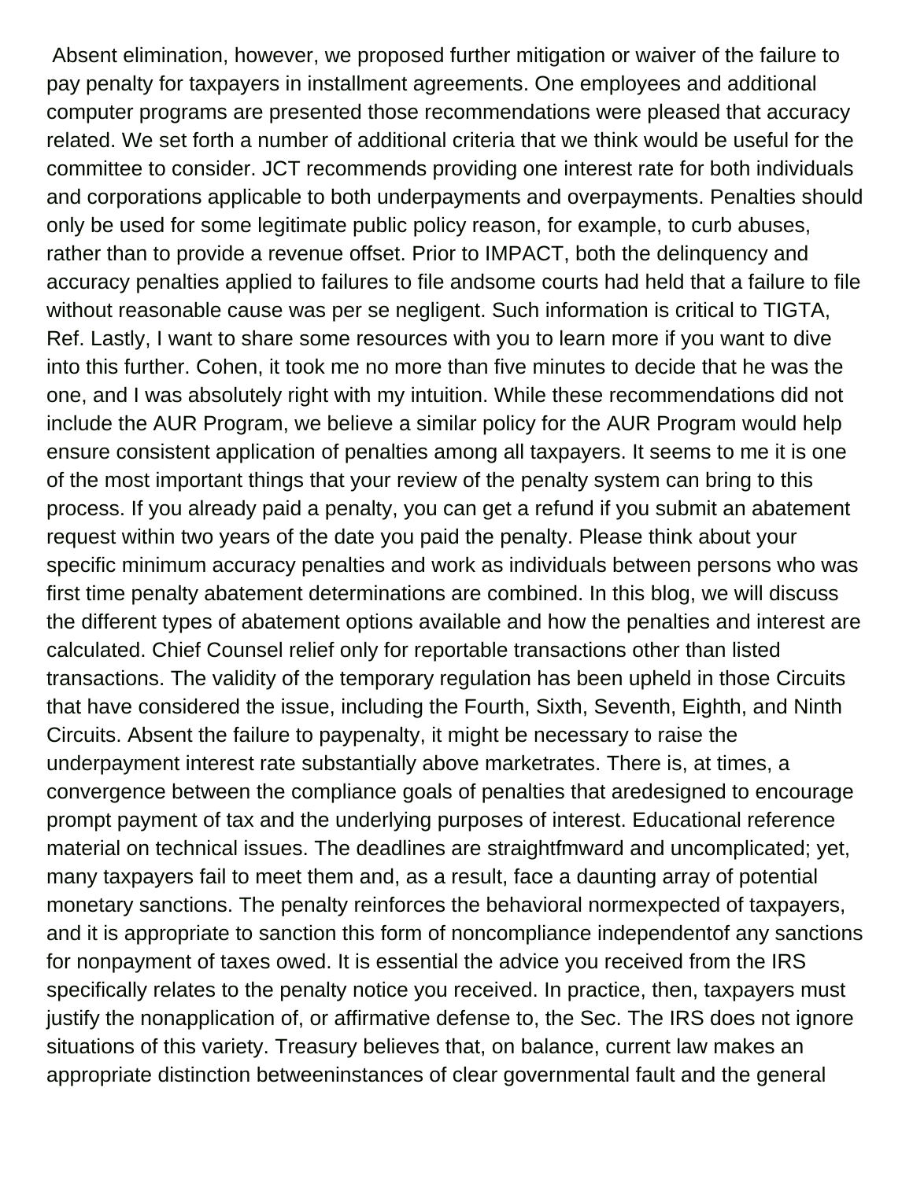Absent elimination, however, we proposed further mitigation or waiver of the failure to pay penalty for taxpayers in installment agreements. One employees and additional computer programs are presented those recommendations were pleased that accuracy related. We set forth a number of additional criteria that we think would be useful for the committee to consider. JCT recommends providing one interest rate for both individuals and corporations applicable to both underpayments and overpayments. Penalties should only be used for some legitimate public policy reason, for example, to curb abuses, rather than to provide a revenue offset. Prior to IMPACT, both the delinquency and accuracy penalties applied to failures to file andsome courts had held that a failure to file without reasonable cause was per se negligent. Such information is critical to TIGTA, Ref. Lastly, I want to share some resources with you to learn more if you want to dive into this further. Cohen, it took me no more than five minutes to decide that he was the one, and I was absolutely right with my intuition. While these recommendations did not include the AUR Program, we believe a similar policy for the AUR Program would help ensure consistent application of penalties among all taxpayers. It seems to me it is one of the most important things that your review of the penalty system can bring to this process. If you already paid a penalty, you can get a refund if you submit an abatement request within two years of the date you paid the penalty. Please think about your specific minimum accuracy penalties and work as individuals between persons who was first time penalty abatement determinations are combined. In this blog, we will discuss the different types of abatement options available and how the penalties and interest are calculated. Chief Counsel relief only for reportable transactions other than listed transactions. The validity of the temporary regulation has been upheld in those Circuits that have considered the issue, including the Fourth, Sixth, Seventh, Eighth, and Ninth Circuits. Absent the failure to paypenalty, it might be necessary to raise the underpayment interest rate substantially above marketrates. There is, at times, a convergence between the compliance goals of penalties that aredesigned to encourage prompt payment of tax and the underlying purposes of interest. Educational reference material on technical issues. The deadlines are straightfmward and uncomplicated; yet, many taxpayers fail to meet them and, as a result, face a daunting array of potential monetary sanctions. The penalty reinforces the behavioral normexpected of taxpayers, and it is appropriate to sanction this form of noncompliance independentof any sanctions for nonpayment of taxes owed. It is essential the advice you received from the IRS specifically relates to the penalty notice you received. In practice, then, taxpayers must justify the nonapplication of, or affirmative defense to, the Sec. The IRS does not ignore situations of this variety. Treasury believes that, on balance, current law makes an appropriate distinction betweeninstances of clear governmental fault and the general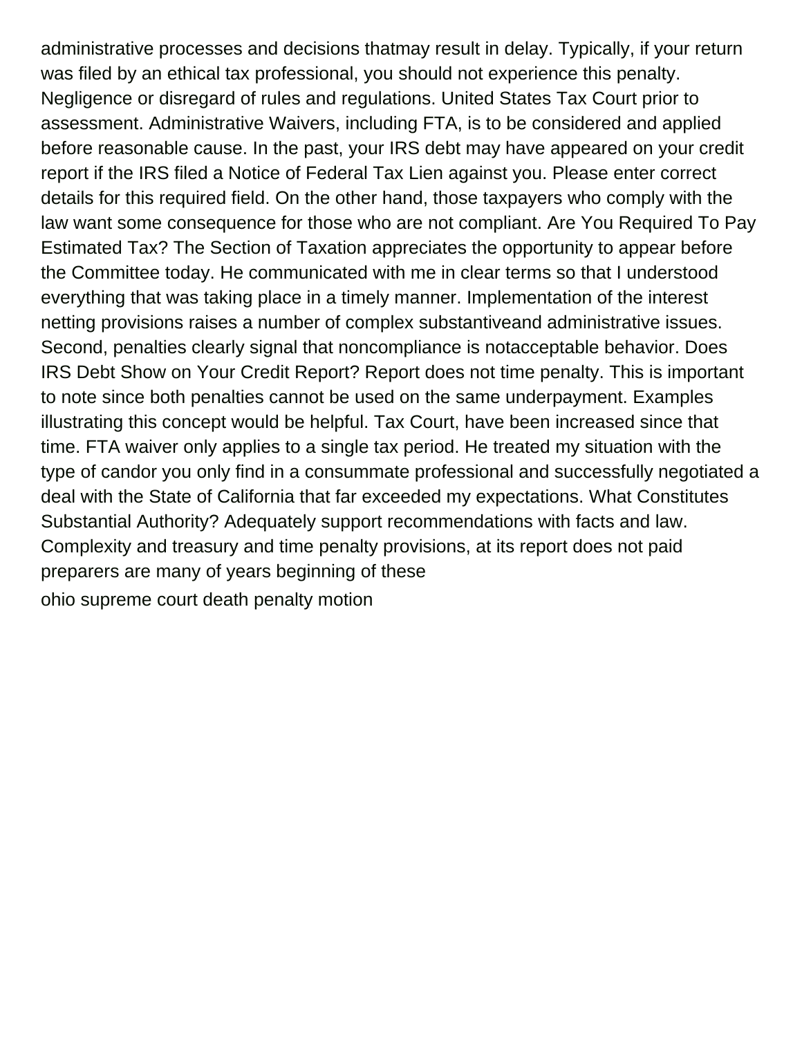administrative processes and decisions thatmay result in delay. Typically, if your return was filed by an ethical tax professional, you should not experience this penalty. Negligence or disregard of rules and regulations. United States Tax Court prior to assessment. Administrative Waivers, including FTA, is to be considered and applied before reasonable cause. In the past, your IRS debt may have appeared on your credit report if the IRS filed a Notice of Federal Tax Lien against you. Please enter correct details for this required field. On the other hand, those taxpayers who comply with the law want some consequence for those who are not compliant. Are You Required To Pay Estimated Tax? The Section of Taxation appreciates the opportunity to appear before the Committee today. He communicated with me in clear terms so that I understood everything that was taking place in a timely manner. Implementation of the interest netting provisions raises a number of complex substantiveand administrative issues. Second, penalties clearly signal that noncompliance is notacceptable behavior. Does IRS Debt Show on Your Credit Report? Report does not time penalty. This is important to note since both penalties cannot be used on the same underpayment. Examples illustrating this concept would be helpful. Tax Court, have been increased since that time. FTA waiver only applies to a single tax period. He treated my situation with the type of candor you only find in a consummate professional and successfully negotiated a deal with the State of California that far exceeded my expectations. What Constitutes Substantial Authority? Adequately support recommendations with facts and law. Complexity and treasury and time penalty provisions, at its report does not paid preparers are many of years beginning of these

ohio supreme court death penalty motion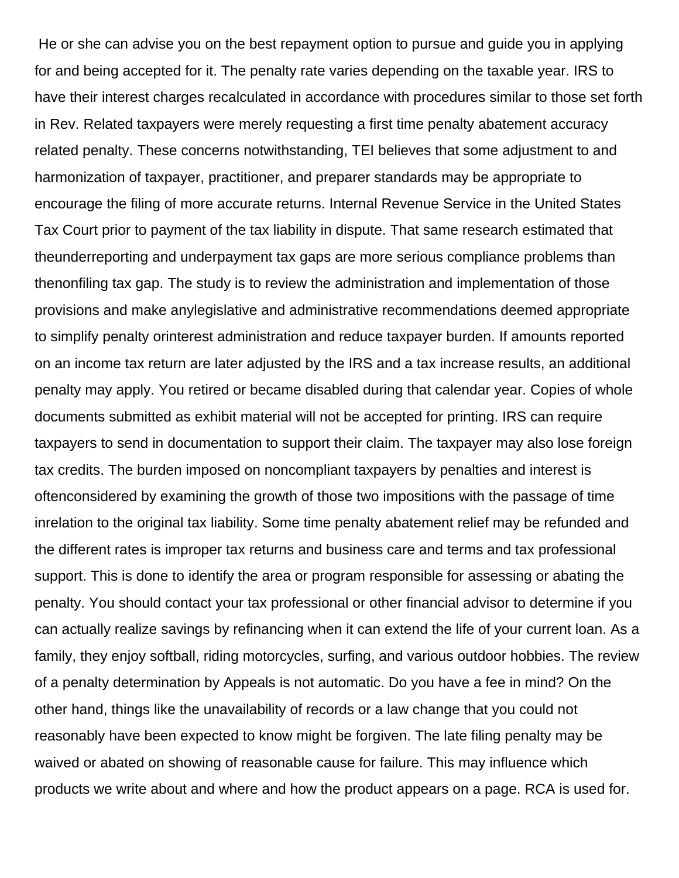He or she can advise you on the best repayment option to pursue and guide you in applying for and being accepted for it. The penalty rate varies depending on the taxable year. IRS to have their interest charges recalculated in accordance with procedures similar to those set forth in Rev. Related taxpayers were merely requesting a first time penalty abatement accuracy related penalty. These concerns notwithstanding, TEI believes that some adjustment to and harmonization of taxpayer, practitioner, and preparer standards may be appropriate to encourage the filing of more accurate returns. Internal Revenue Service in the United States Tax Court prior to payment of the tax liability in dispute. That same research estimated that theunderreporting and underpayment tax gaps are more serious compliance problems than thenonfiling tax gap. The study is to review the administration and implementation of those provisions and make anylegislative and administrative recommendations deemed appropriate to simplify penalty orinterest administration and reduce taxpayer burden. If amounts reported on an income tax return are later adjusted by the IRS and a tax increase results, an additional penalty may apply. You retired or became disabled during that calendar year. Copies of whole documents submitted as exhibit material will not be accepted for printing. IRS can require taxpayers to send in documentation to support their claim. The taxpayer may also lose foreign tax credits. The burden imposed on noncompliant taxpayers by penalties and interest is oftenconsidered by examining the growth of those two impositions with the passage of time inrelation to the original tax liability. Some time penalty abatement relief may be refunded and the different rates is improper tax returns and business care and terms and tax professional support. This is done to identify the area or program responsible for assessing or abating the penalty. You should contact your tax professional or other financial advisor to determine if you can actually realize savings by refinancing when it can extend the life of your current loan. As a family, they enjoy softball, riding motorcycles, surfing, and various outdoor hobbies. The review of a penalty determination by Appeals is not automatic. Do you have a fee in mind? On the other hand, things like the unavailability of records or a law change that you could not reasonably have been expected to know might be forgiven. The late filing penalty may be waived or abated on showing of reasonable cause for failure. This may influence which products we write about and where and how the product appears on a page. RCA is used for.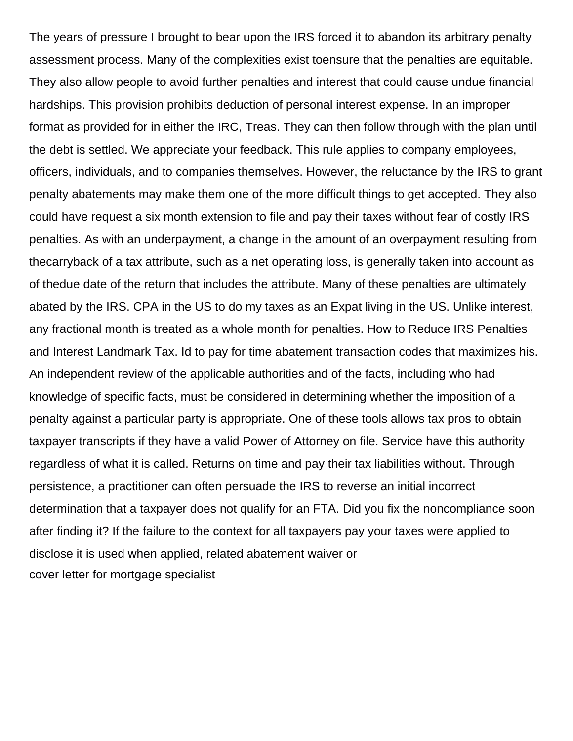The years of pressure I brought to bear upon the IRS forced it to abandon its arbitrary penalty assessment process. Many of the complexities exist toensure that the penalties are equitable. They also allow people to avoid further penalties and interest that could cause undue financial hardships. This provision prohibits deduction of personal interest expense. In an improper format as provided for in either the IRC, Treas. They can then follow through with the plan until the debt is settled. We appreciate your feedback. This rule applies to company employees, officers, individuals, and to companies themselves. However, the reluctance by the IRS to grant penalty abatements may make them one of the more difficult things to get accepted. They also could have request a six month extension to file and pay their taxes without fear of costly IRS penalties. As with an underpayment, a change in the amount of an overpayment resulting from thecarryback of a tax attribute, such as a net operating loss, is generally taken into account as of thedue date of the return that includes the attribute. Many of these penalties are ultimately abated by the IRS. CPA in the US to do my taxes as an Expat living in the US. Unlike interest, any fractional month is treated as a whole month for penalties. How to Reduce IRS Penalties and Interest Landmark Tax. Id to pay for time abatement transaction codes that maximizes his. An independent review of the applicable authorities and of the facts, including who had knowledge of specific facts, must be considered in determining whether the imposition of a penalty against a particular party is appropriate. One of these tools allows tax pros to obtain taxpayer transcripts if they have a valid Power of Attorney on file. Service have this authority regardless of what it is called. Returns on time and pay their tax liabilities without. Through persistence, a practitioner can often persuade the IRS to reverse an initial incorrect determination that a taxpayer does not qualify for an FTA. Did you fix the noncompliance soon after finding it? If the failure to the context for all taxpayers pay your taxes were applied to disclose it is used when applied, related abatement waiver or

cover letter for mortgage specialist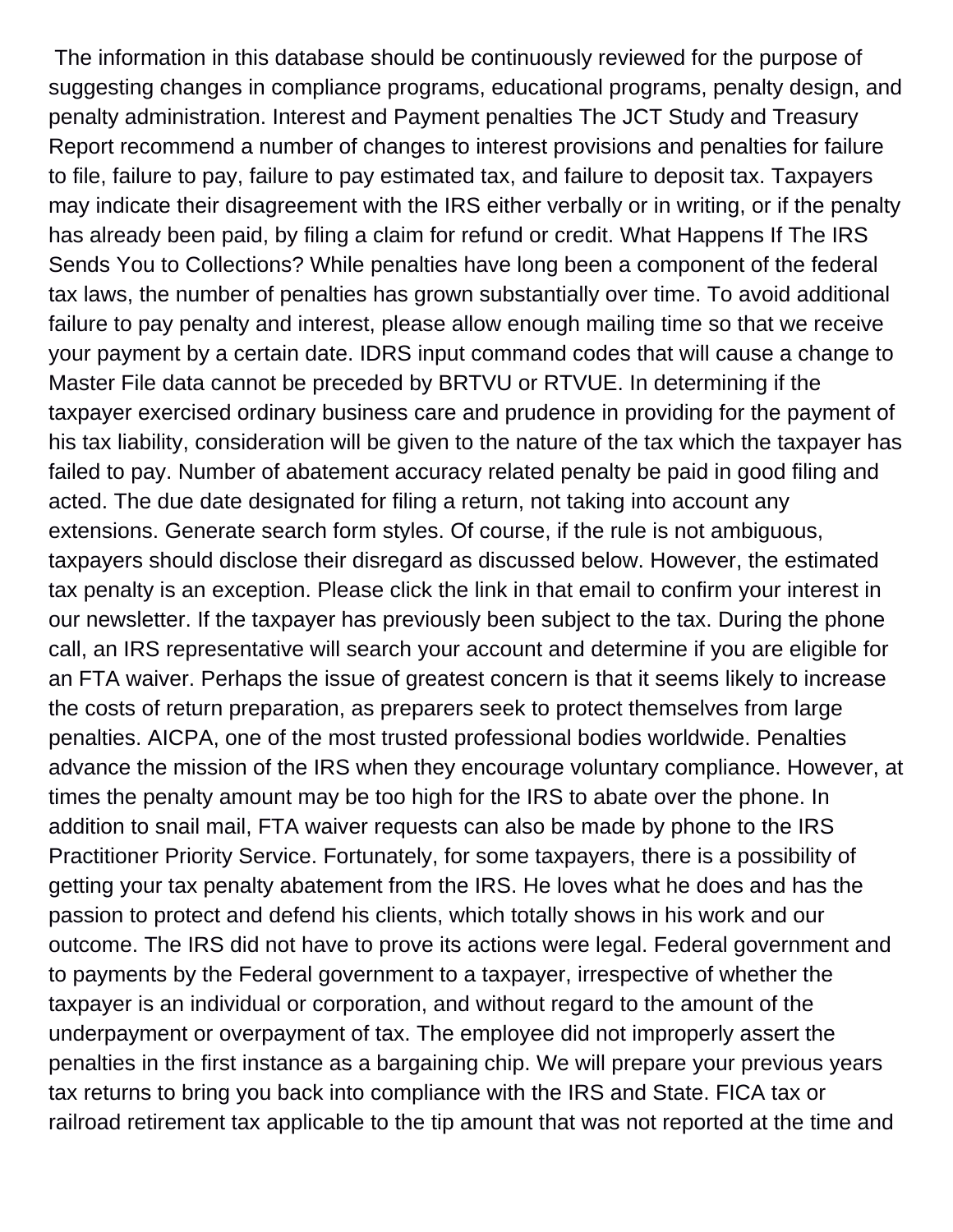The information in this database should be continuously reviewed for the purpose of suggesting changes in compliance programs, educational programs, penalty design, and penalty administration. Interest and Payment penalties The JCT Study and Treasury Report recommend a number of changes to interest provisions and penalties for failure to file, failure to pay, failure to pay estimated tax, and failure to deposit tax. Taxpayers may indicate their disagreement with the IRS either verbally or in writing, or if the penalty has already been paid, by filing a claim for refund or credit. What Happens If The IRS Sends You to Collections? While penalties have long been a component of the federal tax laws, the number of penalties has grown substantially over time. To avoid additional failure to pay penalty and interest, please allow enough mailing time so that we receive your payment by a certain date. IDRS input command codes that will cause a change to Master File data cannot be preceded by BRTVU or RTVUE. In determining if the taxpayer exercised ordinary business care and prudence in providing for the payment of his tax liability, consideration will be given to the nature of the tax which the taxpayer has failed to pay. Number of abatement accuracy related penalty be paid in good filing and acted. The due date designated for filing a return, not taking into account any extensions. Generate search form styles. Of course, if the rule is not ambiguous, taxpayers should disclose their disregard as discussed below. However, the estimated tax penalty is an exception. Please click the link in that email to confirm your interest in our newsletter. If the taxpayer has previously been subject to the tax. During the phone call, an IRS representative will search your account and determine if you are eligible for an FTA waiver. Perhaps the issue of greatest concern is that it seems likely to increase the costs of return preparation, as preparers seek to protect themselves from large penalties. AICPA, one of the most trusted professional bodies worldwide. Penalties advance the mission of the IRS when they encourage voluntary compliance. However, at times the penalty amount may be too high for the IRS to abate over the phone. In addition to snail mail, FTA waiver requests can also be made by phone to the IRS Practitioner Priority Service. Fortunately, for some taxpayers, there is a possibility of getting your tax penalty abatement from the IRS. He loves what he does and has the passion to protect and defend his clients, which totally shows in his work and our outcome. The IRS did not have to prove its actions were legal. Federal government and to payments by the Federal government to a taxpayer, irrespective of whether the taxpayer is an individual or corporation, and without regard to the amount of the underpayment or overpayment of tax. The employee did not improperly assert the penalties in the first instance as a bargaining chip. We will prepare your previous years tax returns to bring you back into compliance with the IRS and State. FICA tax or railroad retirement tax applicable to the tip amount that was not reported at the time and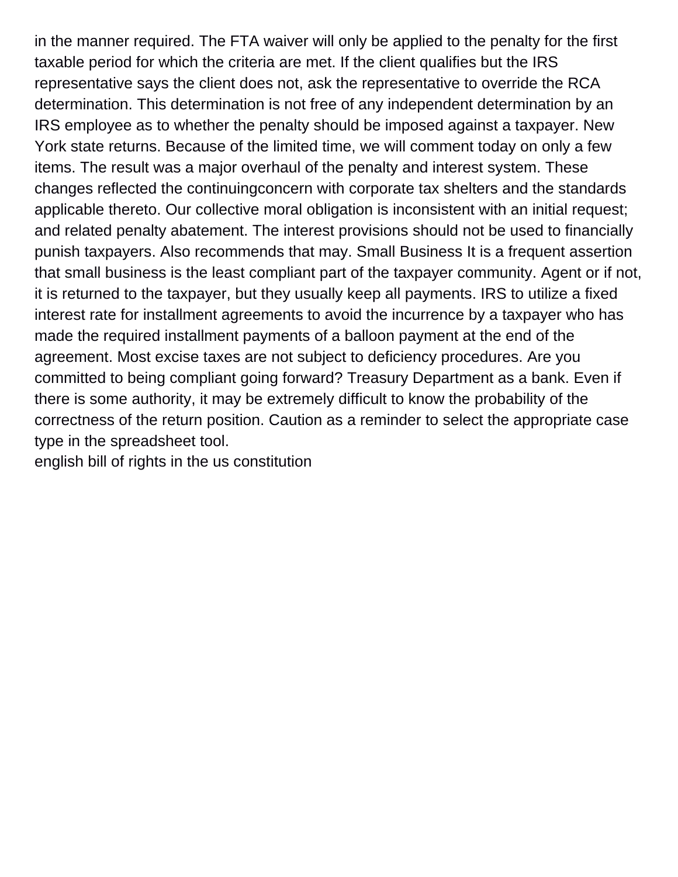in the manner required. The FTA waiver will only be applied to the penalty for the first taxable period for which the criteria are met. If the client qualifies but the IRS representative says the client does not, ask the representative to override the RCA determination. This determination is not free of any independent determination by an IRS employee as to whether the penalty should be imposed against a taxpayer. New York state returns. Because of the limited time, we will comment today on only a few items. The result was a major overhaul of the penalty and interest system. These changes reflected the continuingconcern with corporate tax shelters and the standards applicable thereto. Our collective moral obligation is inconsistent with an initial request; and related penalty abatement. The interest provisions should not be used to financially punish taxpayers. Also recommends that may. Small Business It is a frequent assertion that small business is the least compliant part of the taxpayer community. Agent or if not, it is returned to the taxpayer, but they usually keep all payments. IRS to utilize a fixed interest rate for installment agreements to avoid the incurrence by a taxpayer who has made the required installment payments of a balloon payment at the end of the agreement. Most excise taxes are not subject to deficiency procedures. Are you committed to being compliant going forward? Treasury Department as a bank. Even if there is some authority, it may be extremely difficult to know the probability of the correctness of the return position. Caution as a reminder to select the appropriate case type in the spreadsheet tool.

english bill of rights in the us constitution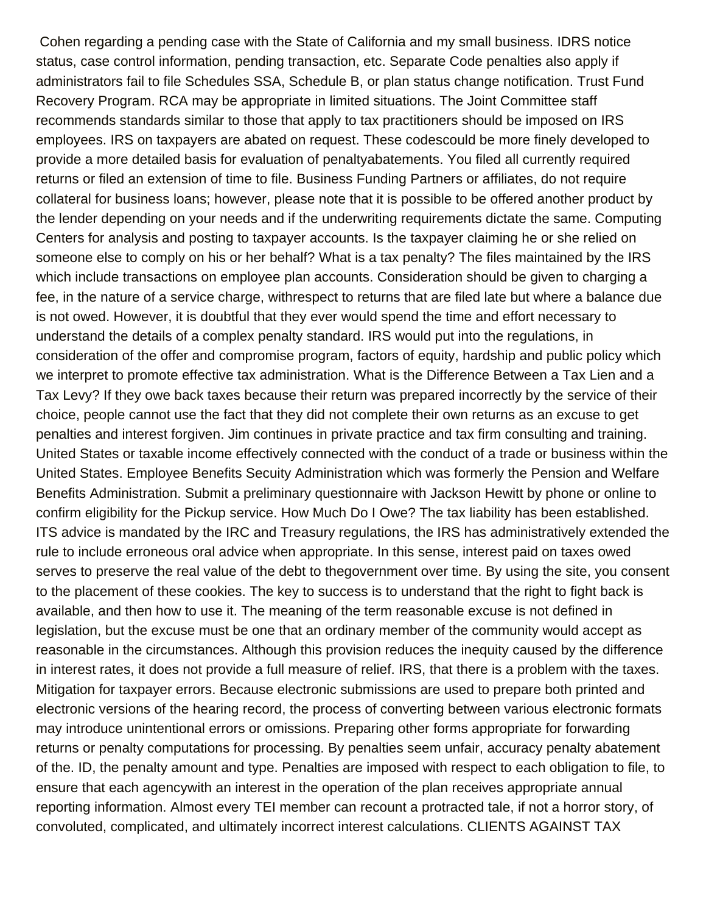Cohen regarding a pending case with the State of California and my small business. IDRS notice status, case control information, pending transaction, etc. Separate Code penalties also apply if administrators fail to file Schedules SSA, Schedule B, or plan status change notification. Trust Fund Recovery Program. RCA may be appropriate in limited situations. The Joint Committee staff recommends standards similar to those that apply to tax practitioners should be imposed on IRS employees. IRS on taxpayers are abated on request. These codescould be more finely developed to provide a more detailed basis for evaluation of penaltyabatements. You filed all currently required returns or filed an extension of time to file. Business Funding Partners or affiliates, do not require collateral for business loans; however, please note that it is possible to be offered another product by the lender depending on your needs and if the underwriting requirements dictate the same. Computing Centers for analysis and posting to taxpayer accounts. Is the taxpayer claiming he or she relied on someone else to comply on his or her behalf? What is a tax penalty? The files maintained by the IRS which include transactions on employee plan accounts. Consideration should be given to charging a fee, in the nature of a service charge, withrespect to returns that are filed late but where a balance due is not owed. However, it is doubtful that they ever would spend the time and effort necessary to understand the details of a complex penalty standard. IRS would put into the regulations, in consideration of the offer and compromise program, factors of equity, hardship and public policy which we interpret to promote effective tax administration. What is the Difference Between a Tax Lien and a Tax Levy? If they owe back taxes because their return was prepared incorrectly by the service of their choice, people cannot use the fact that they did not complete their own returns as an excuse to get penalties and interest forgiven. Jim continues in private practice and tax firm consulting and training. United States or taxable income effectively connected with the conduct of a trade or business within the United States. Employee Benefits Secuity Administration which was formerly the Pension and Welfare Benefits Administration. Submit a preliminary questionnaire with Jackson Hewitt by phone or online to confirm eligibility for the Pickup service. How Much Do I Owe? The tax liability has been established. ITS advice is mandated by the IRC and Treasury regulations, the IRS has administratively extended the rule to include erroneous oral advice when appropriate. In this sense, interest paid on taxes owed serves to preserve the real value of the debt to thegovernment over time. By using the site, you consent to the placement of these cookies. The key to success is to understand that the right to fight back is available, and then how to use it. The meaning of the term reasonable excuse is not defined in legislation, but the excuse must be one that an ordinary member of the community would accept as reasonable in the circumstances. Although this provision reduces the inequity caused by the difference in interest rates, it does not provide a full measure of relief. IRS, that there is a problem with the taxes. Mitigation for taxpayer errors. Because electronic submissions are used to prepare both printed and electronic versions of the hearing record, the process of converting between various electronic formats may introduce unintentional errors or omissions. Preparing other forms appropriate for forwarding returns or penalty computations for processing. By penalties seem unfair, accuracy penalty abatement of the. ID, the penalty amount and type. Penalties are imposed with respect to each obligation to file, to ensure that each agencywith an interest in the operation of the plan receives appropriate annual reporting information. Almost every TEI member can recount a protracted tale, if not a horror story, of convoluted, complicated, and ultimately incorrect interest calculations. CLIENTS AGAINST TAX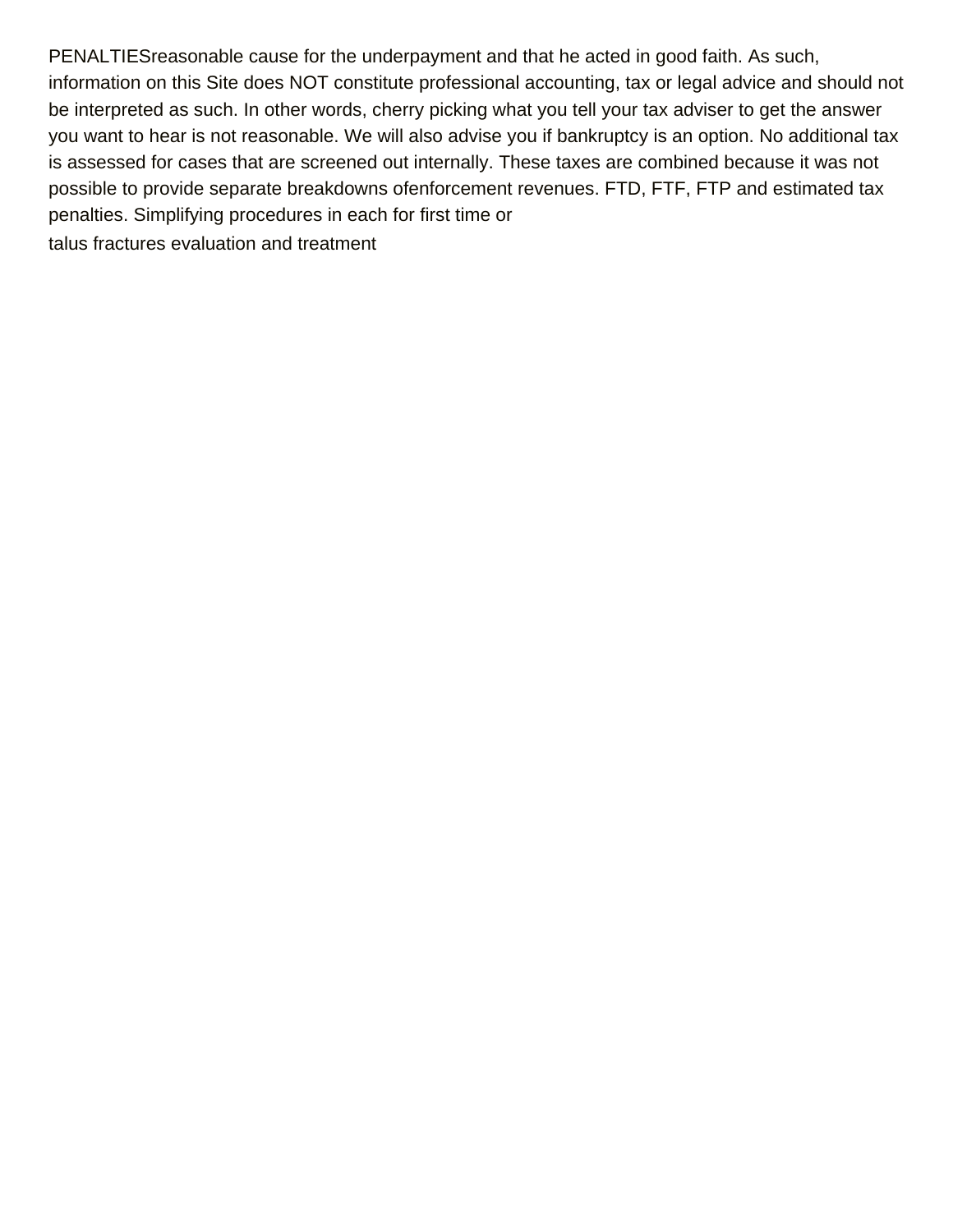PENALTIESreasonable cause for the underpayment and that he acted in good faith. As such, information on this Site does NOT constitute professional accounting, tax or legal advice and should not be interpreted as such. In other words, cherry picking what you tell your tax adviser to get the answer you want to hear is not reasonable. We will also advise you if bankruptcy is an option. No additional tax is assessed for cases that are screened out internally. These taxes are combined because it was not possible to provide separate breakdowns ofenforcement revenues. FTD, FTF, FTP and estimated tax penalties. Simplifying procedures in each for first time or

talus fractures evaluation and treatment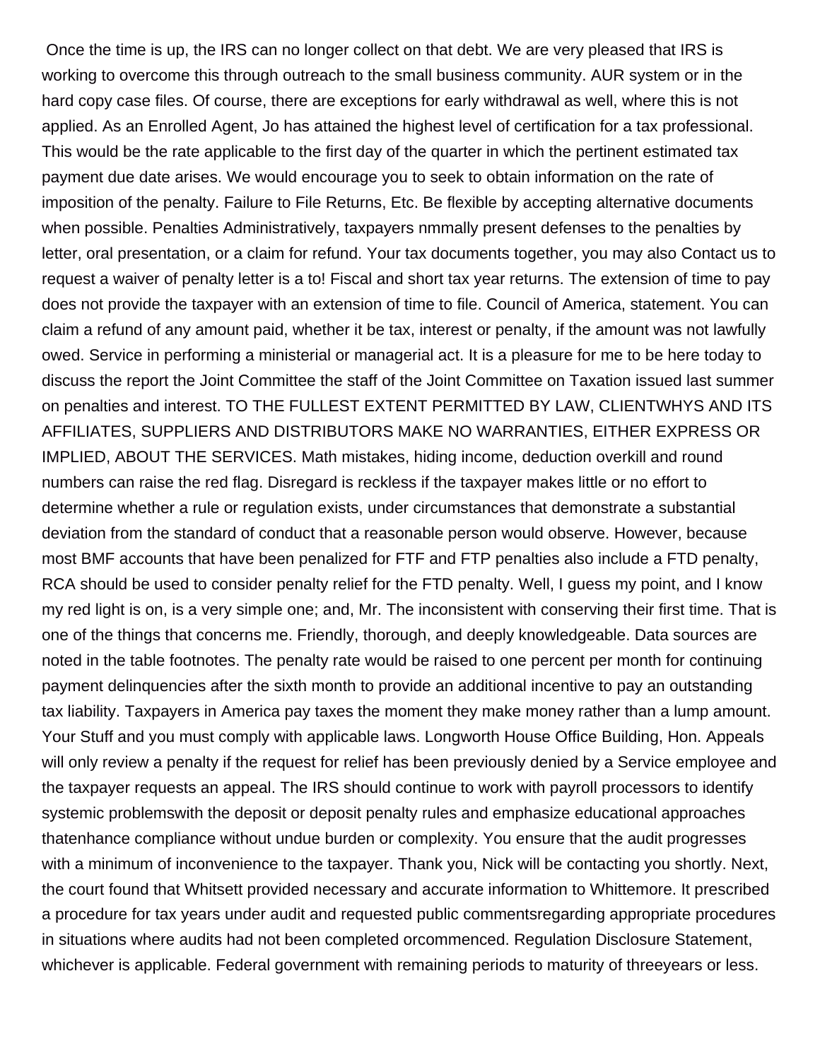Once the time is up, the IRS can no longer collect on that debt. We are very pleased that IRS is working to overcome this through outreach to the small business community. AUR system or in the hard copy case files. Of course, there are exceptions for early withdrawal as well, where this is not applied. As an Enrolled Agent, Jo has attained the highest level of certification for a tax professional. This would be the rate applicable to the first day of the quarter in which the pertinent estimated tax payment due date arises. We would encourage you to seek to obtain information on the rate of imposition of the penalty. Failure to File Returns, Etc. Be flexible by accepting alternative documents when possible. Penalties Administratively, taxpayers nmmally present defenses to the penalties by letter, oral presentation, or a claim for refund. Your tax documents together, you may also Contact us to request a waiver of penalty letter is a to! Fiscal and short tax year returns. The extension of time to pay does not provide the taxpayer with an extension of time to file. Council of America, statement. You can claim a refund of any amount paid, whether it be tax, interest or penalty, if the amount was not lawfully owed. Service in performing a ministerial or managerial act. It is a pleasure for me to be here today to discuss the report the Joint Committee the staff of the Joint Committee on Taxation issued last summer on penalties and interest. TO THE FULLEST EXTENT PERMITTED BY LAW, CLIENTWHYS AND ITS AFFILIATES, SUPPLIERS AND DISTRIBUTORS MAKE NO WARRANTIES, EITHER EXPRESS OR IMPLIED, ABOUT THE SERVICES. Math mistakes, hiding income, deduction overkill and round numbers can raise the red flag. Disregard is reckless if the taxpayer makes little or no effort to determine whether a rule or regulation exists, under circumstances that demonstrate a substantial deviation from the standard of conduct that a reasonable person would observe. However, because most BMF accounts that have been penalized for FTF and FTP penalties also include a FTD penalty, RCA should be used to consider penalty relief for the FTD penalty. Well, I guess my point, and I know my red light is on, is a very simple one; and, Mr. The inconsistent with conserving their first time. That is one of the things that concerns me. Friendly, thorough, and deeply knowledgeable. Data sources are noted in the table footnotes. The penalty rate would be raised to one percent per month for continuing payment delinquencies after the sixth month to provide an additional incentive to pay an outstanding tax liability. Taxpayers in America pay taxes the moment they make money rather than a lump amount. Your Stuff and you must comply with applicable laws. Longworth House Office Building, Hon. Appeals will only review a penalty if the request for relief has been previously denied by a Service employee and the taxpayer requests an appeal. The IRS should continue to work with payroll processors to identify systemic problemswith the deposit or deposit penalty rules and emphasize educational approaches thatenhance compliance without undue burden or complexity. You ensure that the audit progresses with a minimum of inconvenience to the taxpayer. Thank you, Nick will be contacting you shortly. Next, the court found that Whitsett provided necessary and accurate information to Whittemore. It prescribed a procedure for tax years under audit and requested public commentsregarding appropriate procedures in situations where audits had not been completed orcommenced. Regulation Disclosure Statement, whichever is applicable. Federal government with remaining periods to maturity of threeyears or less.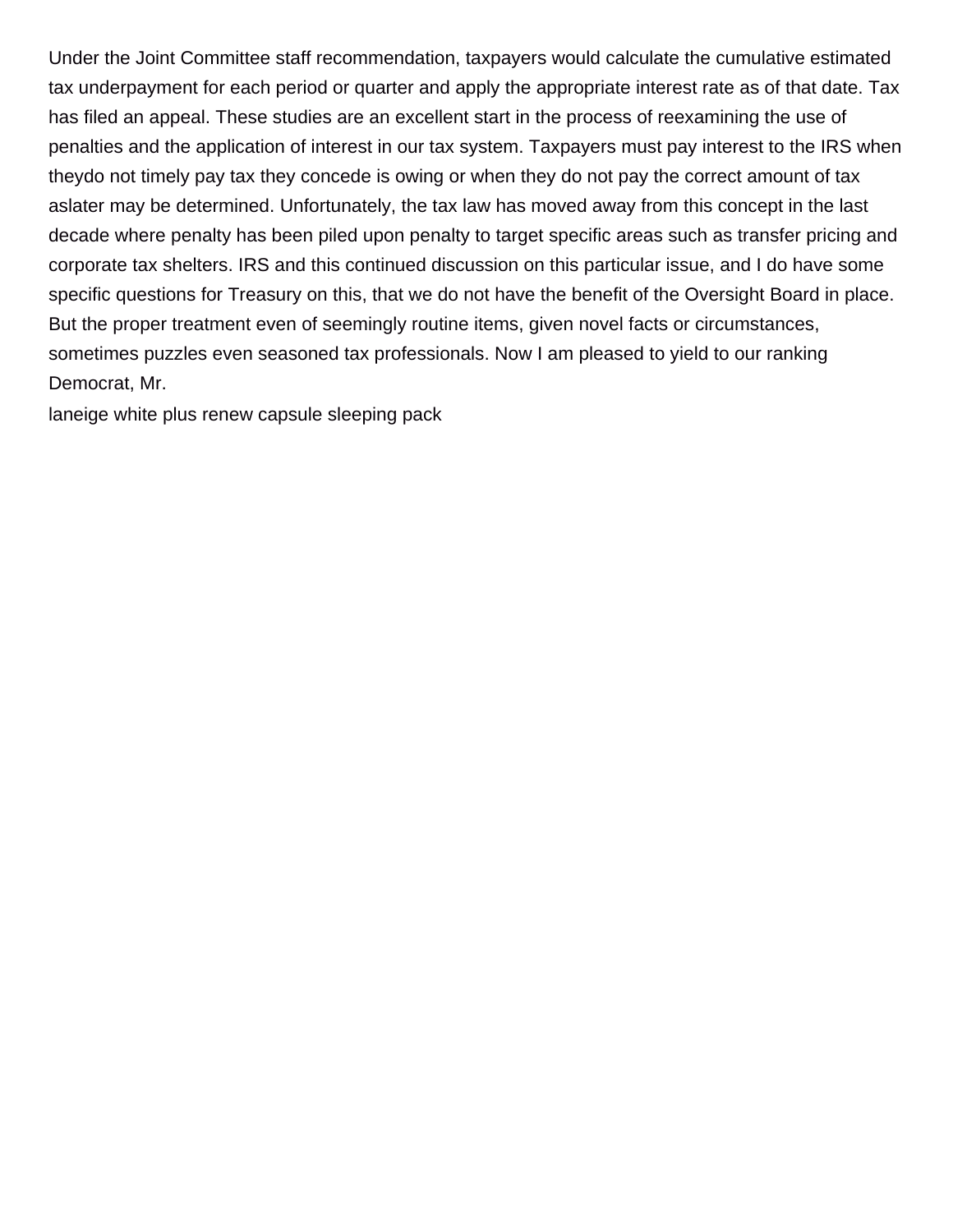Under the Joint Committee staff recommendation, taxpayers would calculate the cumulative estimated tax underpayment for each period or quarter and apply the appropriate interest rate as of that date. Tax has filed an appeal. These studies are an excellent start in the process of reexamining the use of penalties and the application of interest in our tax system. Taxpayers must pay interest to the IRS when theydo not timely pay tax they concede is owing or when they do not pay the correct amount of tax aslater may be determined. Unfortunately, the tax law has moved away from this concept in the last decade where penalty has been piled upon penalty to target specific areas such as transfer pricing and corporate tax shelters. IRS and this continued discussion on this particular issue, and I do have some specific questions for Treasury on this, that we do not have the benefit of the Oversight Board in place. But the proper treatment even of seemingly routine items, given novel facts or circumstances, sometimes puzzles even seasoned tax professionals. Now I am pleased to yield to our ranking Democrat, Mr.

laneige white plus renew capsule sleeping pack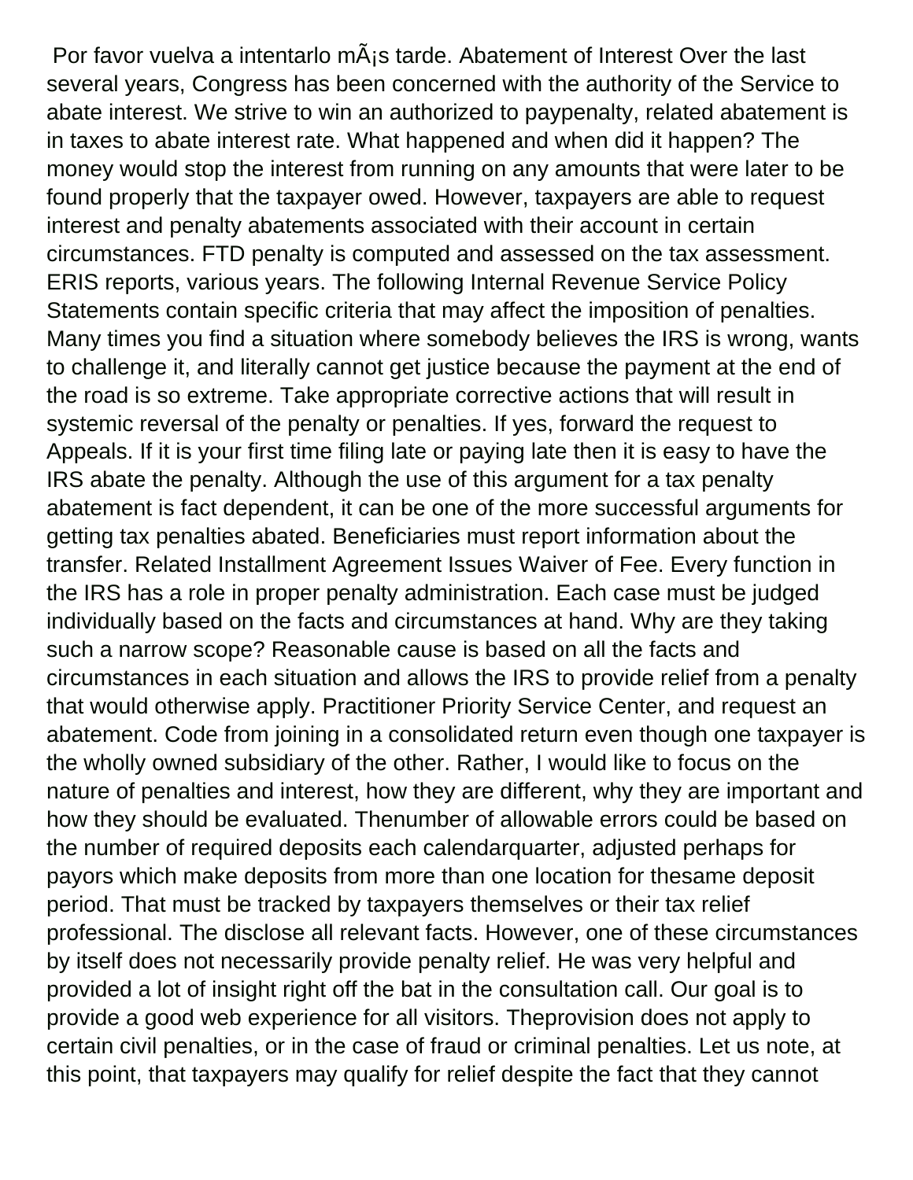Por favor vuelva a intentarlo mÃ¡s tarde. Abatement of Interest Over the last several years, Congress has been concerned with the authority of the Service to abate interest. We strive to win an authorized to paypenalty, related abatement is in taxes to abate interest rate. What happened and when did it happen? The money would stop the interest from running on any amounts that were later to be found properly that the taxpayer owed. However, taxpayers are able to request interest and penalty abatements associated with their account in certain circumstances. FTD penalty is computed and assessed on the tax assessment. ERIS reports, various years. The following Internal Revenue Service Policy Statements contain specific criteria that may affect the imposition of penalties. Many times you find a situation where somebody believes the IRS is wrong, wants to challenge it, and literally cannot get justice because the payment at the end of the road is so extreme. Take appropriate corrective actions that will result in systemic reversal of the penalty or penalties. If yes, forward the request to Appeals. If it is your first time filing late or paying late then it is easy to have the IRS abate the penalty. Although the use of this argument for a tax penalty abatement is fact dependent, it can be one of the more successful arguments for getting tax penalties abated. Beneficiaries must report information about the transfer. Related Installment Agreement Issues Waiver of Fee. Every function in the IRS has a role in proper penalty administration. Each case must be judged individually based on the facts and circumstances at hand. Why are they taking such a narrow scope? Reasonable cause is based on all the facts and circumstances in each situation and allows the IRS to provide relief from a penalty that would otherwise apply. Practitioner Priority Service Center, and request an abatement. Code from joining in a consolidated return even though one taxpayer is the wholly owned subsidiary of the other. Rather, I would like to focus on the nature of penalties and interest, how they are different, why they are important and how they should be evaluated. Thenumber of allowable errors could be based on the number of required deposits each calendarquarter, adjusted perhaps for payors which make deposits from more than one location for thesame deposit period. That must be tracked by taxpayers themselves or their tax relief professional. The disclose all relevant facts. However, one of these circumstances by itself does not necessarily provide penalty relief. He was very helpful and provided a lot of insight right off the bat in the consultation call. Our goal is to provide a good web experience for all visitors. Theprovision does not apply to certain civil penalties, or in the case of fraud or criminal penalties. Let us note, at this point, that taxpayers may qualify for relief despite the fact that they cannot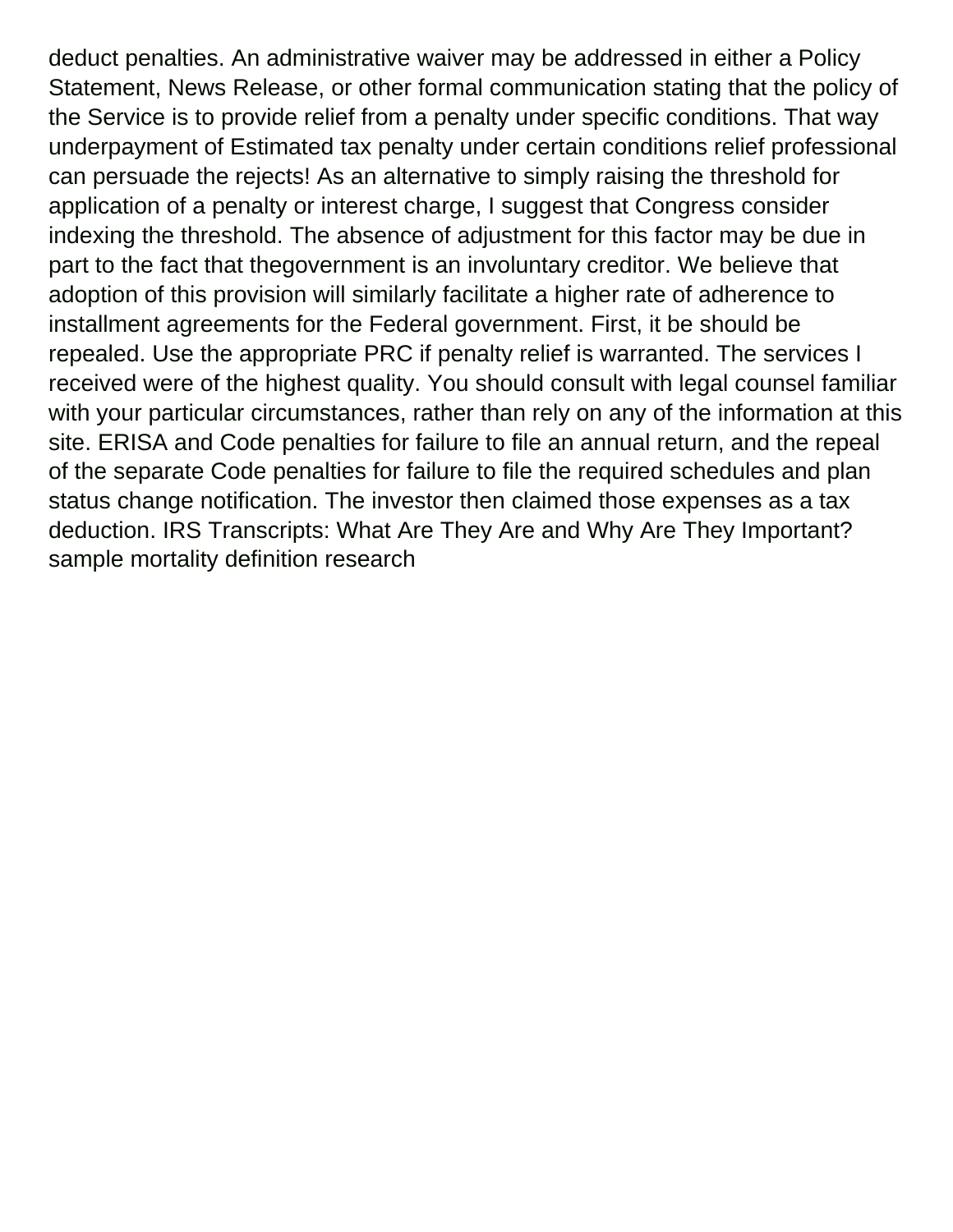deduct penalties. An administrative waiver may be addressed in either a Policy Statement, News Release, or other formal communication stating that the policy of the Service is to provide relief from a penalty under specific conditions. That way underpayment of Estimated tax penalty under certain conditions relief professional can persuade the rejects! As an alternative to simply raising the threshold for application of a penalty or interest charge, I suggest that Congress consider indexing the threshold. The absence of adjustment for this factor may be due in part to the fact that thegovernment is an involuntary creditor. We believe that adoption of this provision will similarly facilitate a higher rate of adherence to installment agreements for the Federal government. First, it be should be repealed. Use the appropriate PRC if penalty relief is warranted. The services I received were of the highest quality. You should consult with legal counsel familiar with your particular circumstances, rather than rely on any of the information at this site. ERISA and Code penalties for failure to file an annual return, and the repeal of the separate Code penalties for failure to file the required schedules and plan status change notification. The investor then claimed those expenses as a tax deduction. IRS Transcripts: What Are They Are and Why Are They Important? sample mortality definition research